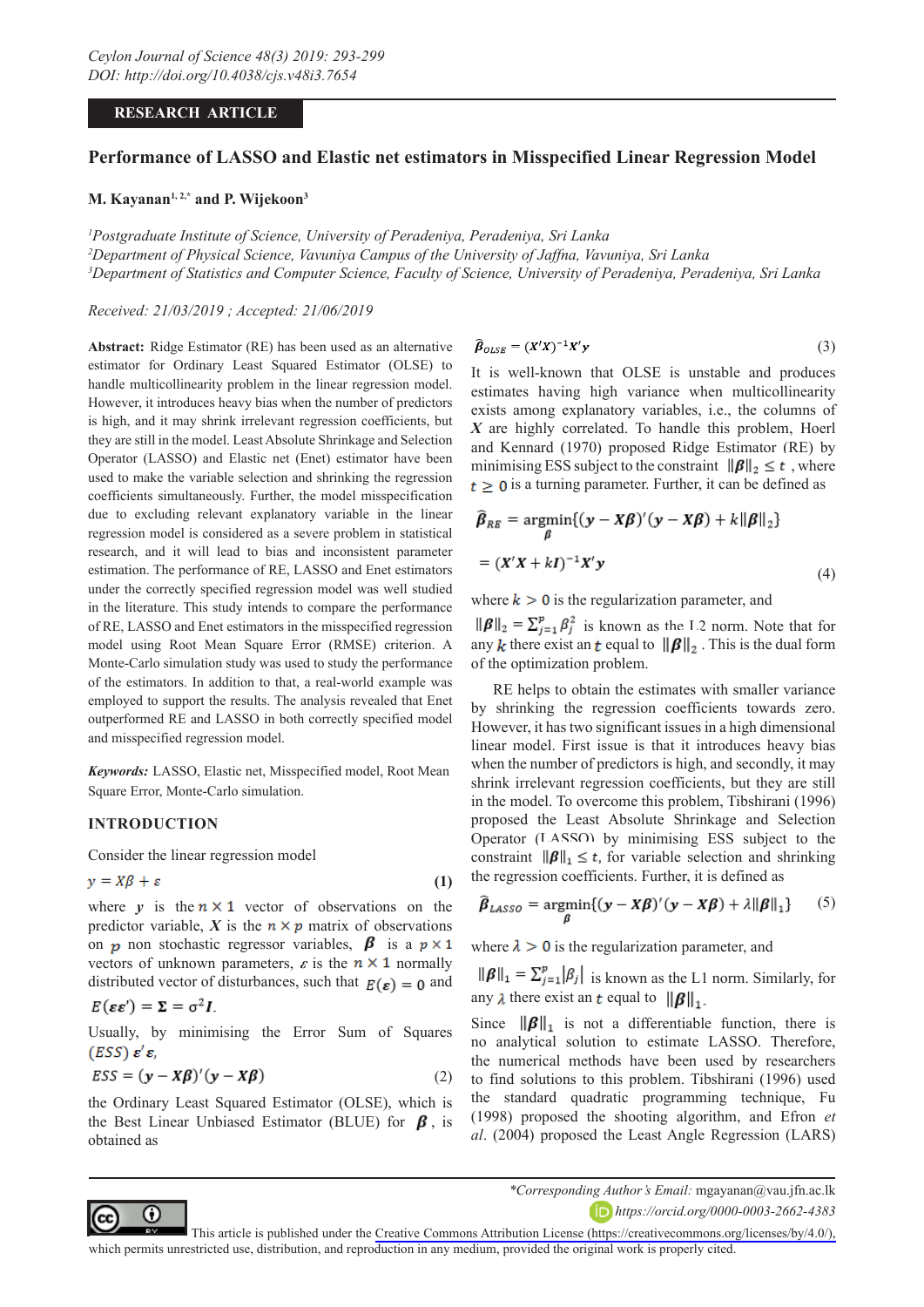RESEARCH ARTICLE

# Performance of LASSO and Elastic net estimators in Misspecified Linear Regression Model

**M. Kayanan[1,2,*] and P. Wijekoon[3]**

[1]Postgraduate Institute of Science, University of Peradeniya, Peradeniya, Sri Lanka
[2]Department of Physical Science, Vavuniya Campus of the University of Jaffna, Vavuniya, Sri Lanka
[3]Department of Statistics and Computer Science, Faculty of Science, University of Peradeniya, Peradeniya, Sri Lanka

*Received: 21/03/2019 ; Accepted: 21/06/2019*

**Abstract:** Ridge Estimator (RE) has been used as an alternative estimator for Ordinary Least Squared Estimator (OLSE) to handle multicollinearity problem in the linear regression model. However, it introduces heavy bias when the number of predictors is high, and it may shrink irrelevant regression coefficients, but they are still in the model. Least Absolute Shrinkage and Selection Operator (LASSO) and Elastic net (Enet) estimator have been used to make the variable selection and shrinking the regression coefficients simultaneously. Further, the model misspecification due to excluding relevant explanatory variable in the linear regression model is considered as a severe problem in statistical research, and it will lead to bias and inconsistent parameter estimation. The performance of RE, LASSO and Enet estimators under the correctly specified regression model was well studied in the literature. This study intends to compare the performance of RE, LASSO and Enet estimators in the misspecified regression model using Root Mean Square Error (RMSE) criterion. A Monte-Carlo simulation study was used to study the performance of the estimators. In addition to that, a real-world example was employed to support the results. The analysis revealed that Enet outperformed RE and LASSO in both correctly specified model and misspecified regression model.

***Keywords:*** LASSO, Elastic net, Misspecified model, Root Mean Square Error, Monte-Carlo simulation.

## INTRODUCTION

Consider the linear regression model

$$y = X\beta + \varepsilon \tag{1}$$

where $y$ is the $n \times 1$ vector of observations on the predictor variable, $X$ is the $n \times p$ matrix of observations on $p$ non stochastic regressor variables, $\beta$ is a $p \times 1$ vectors of unknown parameters, $\varepsilon$ is the $n \times 1$ normally distributed vector of disturbances, such that $E(\varepsilon) = 0$ and $E(\varepsilon\varepsilon') = \Sigma = \sigma^2 I$.

Usually, by minimising the Error Sum of Squares $(ESS)$ $\varepsilon'\varepsilon$,

$$ESS = (y - X\beta)'(y - X\beta) \tag{2}$$

the Ordinary Least Squared Estimator (OLSE), which is the Best Linear Unbiased Estimator (BLUE) for $\beta$, is obtained as

$$\hat{\beta}_{OLSE} = (X'X)^{-1}X'y \tag{3}$$

It is well-known that OLSE is unstable and produces estimates having high variance when multicollinearity exists among explanatory variables, i.e., the columns of $X$ are highly correlated. To handle this problem, Hoerl and Kennard (1970) proposed Ridge Estimator (RE) by minimising ESS subject to the constraint $\|\beta\|_2 \le t$, where $t \ge 0$ is a turning parameter. Further, it can be defined as

$$\hat{\beta}_{RE} = \underset{\beta}{\operatorname{argmin}}\{(y - X\beta)'(y - X\beta) + k\|\beta\|_2\}$$

$$= (X'X + kI)^{-1}X'y \tag{4}$$

where $k > 0$ is the regularization parameter, and $\|\beta\|_2 = \sum_{j=1}^{p}\beta_j^2$ is known as the L2 norm. Note that for any $k$ there exist an $t$ equal to $\|\beta\|_2$. This is the dual form of the optimization problem.

RE helps to obtain the estimates with smaller variance by shrinking the regression coefficients towards zero. However, it has two significant issues in a high dimensional linear model. First issue is that it introduces heavy bias when the number of predictors is high, and secondly, it may shrink irrelevant regression coefficients, but they are still in the model. To overcome this problem, Tibshirani (1996) proposed the Least Absolute Shrinkage and Selection Operator (LASSO) by minimising ESS subject to the constraint $\|\beta\|_1 \le t$, for variable selection and shrinking the regression coefficients. Further, it is defined as

$$\hat{\beta}_{LASSO} = \underset{\beta}{\operatorname{argmin}}\{(y - X\beta)'(y - X\beta) + \lambda\|\beta\|_1\} \tag{5}$$

where $\lambda > 0$ is the regularization parameter, and $\|\beta\|_1 = \sum_{j=1}^{p}|\beta_j|$ is known as the L1 norm. Similarly, for any $\lambda$ there exist an $t$ equal to $\|\beta\|_1$.

Since $\|\beta\|_1$ is not a differentiable function, there is no analytical solution to estimate LASSO. Therefore, the numerical methods have been used by researchers to find solutions to this problem. Tibshirani (1996) used the standard quadratic programming technique, Fu (1998) proposed the shooting algorithm, and Efron *et al*. (2004) proposed the Least Angle Regression (LARS)

*\*Corresponding Author's Email:* mgayanan@vau.jfn.ac.lk
https://orcid.org/0000-0003-2662-4383

This article is published under the Creative Commons Attribution License (https://creativecommons.org/licenses/by/4.0/), which permits unrestricted use, distribution, and reproduction in any medium, provided the original work is properly cited.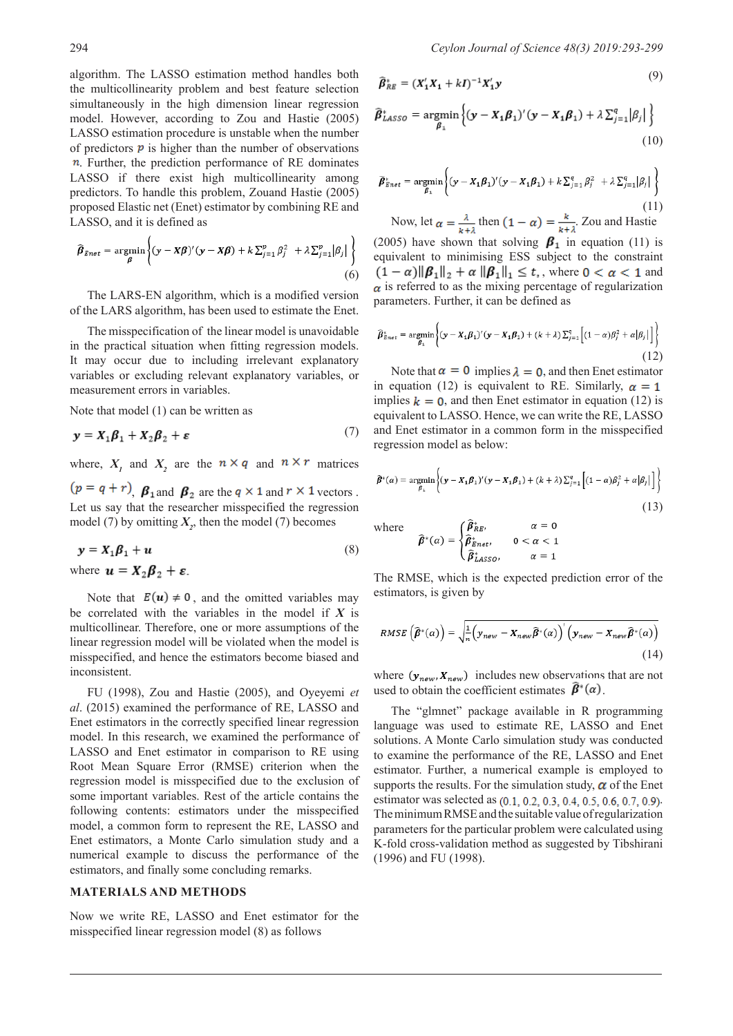algorithm. The LASSO estimation method handles both the multicollinearity problem and best feature selection simultaneously in the high dimension linear regression model. However, according to Zou and Hastie (2005) LASSO estimation procedure is unstable when the number of predictors $p$ is higher than the number of observations $n$. Further, the prediction performance of RE dominates LASSO if there exist high multicollinearity among predictors. To handle this problem, Zouand Hastie (2005) proposed Elastic net (Enet) estimator by combining RE and LASSO, and it is defined as

$$\hat{\boldsymbol{\beta}}_{Enet} = \underset{\boldsymbol{\beta}}{\operatorname{argmin}}\left\{(\boldsymbol{y}-\boldsymbol{X\beta})'(\boldsymbol{y}-\boldsymbol{X\beta}) + k\sum_{j=1}^{p}\beta_j^2 \;+\lambda\sum_{j=1}^{p}|\beta_j|\right\} \tag{6}$$

The LARS-EN algorithm, which is a modified version of the LARS algorithm, has been used to estimate the Enet.

The misspecification of the linear model is unavoidable in the practical situation when fitting regression models. It may occur due to including irrelevant explanatory variables or excluding relevant explanatory variables, or measurement errors in variables.

Note that model (1) can be written as

$$\boldsymbol{y} = \boldsymbol{X}_1\boldsymbol{\beta}_1 + \boldsymbol{X}_2\boldsymbol{\beta}_2 + \boldsymbol{\varepsilon} \tag{7}$$

where, $\boldsymbol{X}_1$ and $\boldsymbol{X}_2$ are the $n \times q$ and $n \times r$ matrices $(p = q + r)$, $\boldsymbol{\beta}_1$ and $\boldsymbol{\beta}_2$ are the $q \times 1$ and $r \times 1$ vectors . Let us say that the researcher misspecified the regression model (7) by omitting $\boldsymbol{X}_2$, then the model (7) becomes

$$\boldsymbol{y} = \boldsymbol{X}_1\boldsymbol{\beta}_1 + \boldsymbol{u} \tag{8}$$

where $\boldsymbol{u} = \boldsymbol{X}_2\boldsymbol{\beta}_2 + \boldsymbol{\varepsilon}$.

Note that $E(\boldsymbol{u}) \neq \boldsymbol{0}$, and the omitted variables may be correlated with the variables in the model if $\boldsymbol{X}$ is multicollinear. Therefore, one or more assumptions of the linear regression model will be violated when the model is misspecified, and hence the estimators become biased and inconsistent.

FU (1998), Zou and Hastie (2005), and Oyeyemi *et al*. (2015) examined the performance of RE, LASSO and Enet estimators in the correctly specified linear regression model. In this research, we examined the performance of LASSO and Enet estimator in comparison to RE using Root Mean Square Error (RMSE) criterion when the regression model is misspecified due to the exclusion of some important variables. Rest of the article contains the following contents: estimators under the misspecified model, a common form to represent the RE, LASSO and Enet estimators, a Monte Carlo simulation study and a numerical example to discuss the performance of the estimators, and finally some concluding remarks.

## MATERIALS AND METHODS

Now we write RE, LASSO and Enet estimator for the misspecified linear regression model (8) as follows

$$\hat{\boldsymbol{\beta}}^*_{RE} = (\boldsymbol{X}_1'\boldsymbol{X}_1 + k\boldsymbol{I})^{-1}\boldsymbol{X}_1'\boldsymbol{y} \tag{9}$$

$$\hat{\boldsymbol{\beta}}^*_{LASSO} = \underset{\boldsymbol{\beta}_1}{\operatorname{argmin}}\left\{(\boldsymbol{y}-\boldsymbol{X}_1\boldsymbol{\beta}_1)'(\boldsymbol{y}-\boldsymbol{X}_1\boldsymbol{\beta}_1) + \lambda\sum_{j=1}^{q}|\beta_j|\right\} \tag{10}$$

$$\hat{\boldsymbol{\beta}}^*_{Enet} = \underset{\boldsymbol{\beta}_1}{\operatorname{argmin}}\left\{(\boldsymbol{y}-\boldsymbol{X}_1\boldsymbol{\beta}_1)'(\boldsymbol{y}-\boldsymbol{X}_1\boldsymbol{\beta}_1) + k\sum_{j=1}^{q}\beta_j^2 \;+\lambda\sum_{j=1}^{q}|\beta_j|\right\} \tag{11}$$

Now, let $\alpha = \frac{\lambda}{k+\lambda}$ then $(1-\alpha) = \frac{k}{k+\lambda}$. Zou and Hastie (2005) have shown that solving $\boldsymbol{\beta}_1$ in equation (11) is equivalent to minimising ESS subject to the constraint $(1-\alpha)\|\boldsymbol{\beta}_1\|_2 + \alpha\,\|\boldsymbol{\beta}_1\|_1 \leq t,$, where $0 < \alpha < 1$ and $\alpha$ is referred to as the mixing percentage of regularization parameters. Further, it can be defined as

$$\hat{\boldsymbol{\beta}}^*_{Enet} = \underset{\boldsymbol{\beta}_1}{\operatorname{argmin}}\left\{(\boldsymbol{y}-\boldsymbol{X}_1\boldsymbol{\beta}_1)'(\boldsymbol{y}-\boldsymbol{X}_1\boldsymbol{\beta}_1) + (k+\lambda)\sum_{j=1}^{q}\left[(1-\alpha)\beta_j^2 + \alpha|\beta_j|\right]\right\} \tag{12}$$

Note that $\alpha = 0$ implies $\lambda = 0$, and then Enet estimator in equation (12) is equivalent to RE. Similarly, $\alpha = 1$ implies $k = 0$, and then Enet estimator in equation (12) is equivalent to LASSO. Hence, we can write the RE, LASSO and Enet estimator in a common form in the misspecified regression model as below:

$$\hat{\boldsymbol{\beta}}^*(\alpha) = \underset{\boldsymbol{\beta}_1}{\operatorname{argmin}}\left\{(\boldsymbol{y}-\boldsymbol{X}_1\boldsymbol{\beta}_1)'(\boldsymbol{y}-\boldsymbol{X}_1\boldsymbol{\beta}_1) + (k+\lambda)\sum_{j=1}^{q}\left[(1-\alpha)\beta_j^2 + \alpha|\beta_j|\right]\right\} \tag{13}$$

where

$$\hat{\boldsymbol{\beta}}^*(\alpha) = \begin{cases} \hat{\boldsymbol{\beta}}^*_{RE}, & \alpha = 0 \\ \hat{\boldsymbol{\beta}}^*_{Enet}, & 0 < \alpha < 1 \\ \hat{\boldsymbol{\beta}}^*_{LASSO}, & \alpha = 1 \end{cases}$$

The RMSE, which is the expected prediction error of the estimators, is given by

$$RMSE\left(\hat{\boldsymbol{\beta}}^*(\alpha)\right) = \sqrt{\frac{1}{n}\left(\boldsymbol{y}_{new} - \boldsymbol{X}_{new}\hat{\boldsymbol{\beta}}^*(\alpha)\right)'\left(\boldsymbol{y}_{new} - \boldsymbol{X}_{new}\hat{\boldsymbol{\beta}}^*(\alpha)\right)} \tag{14}$$

where $(\boldsymbol{y}_{new}, \boldsymbol{X}_{new})$ includes new observations that are not used to obtain the coefficient estimates $\hat{\boldsymbol{\beta}}^*(\alpha)$.

The "glmnet" package available in R programming language was used to estimate RE, LASSO and Enet solutions. A Monte Carlo simulation study was conducted to examine the performance of the RE, LASSO and Enet estimator. Further, a numerical example is employed to supports the results. For the simulation study, $\alpha$ of the Enet estimator was selected as $(0.1, 0.2, 0.3, 0.4, 0.5, 0.6, 0.7, 0.9)$. The minimum RMSE and the suitable value of regularization parameters for the particular problem were calculated using K-fold cross-validation method as suggested by Tibshirani (1996) and FU (1998).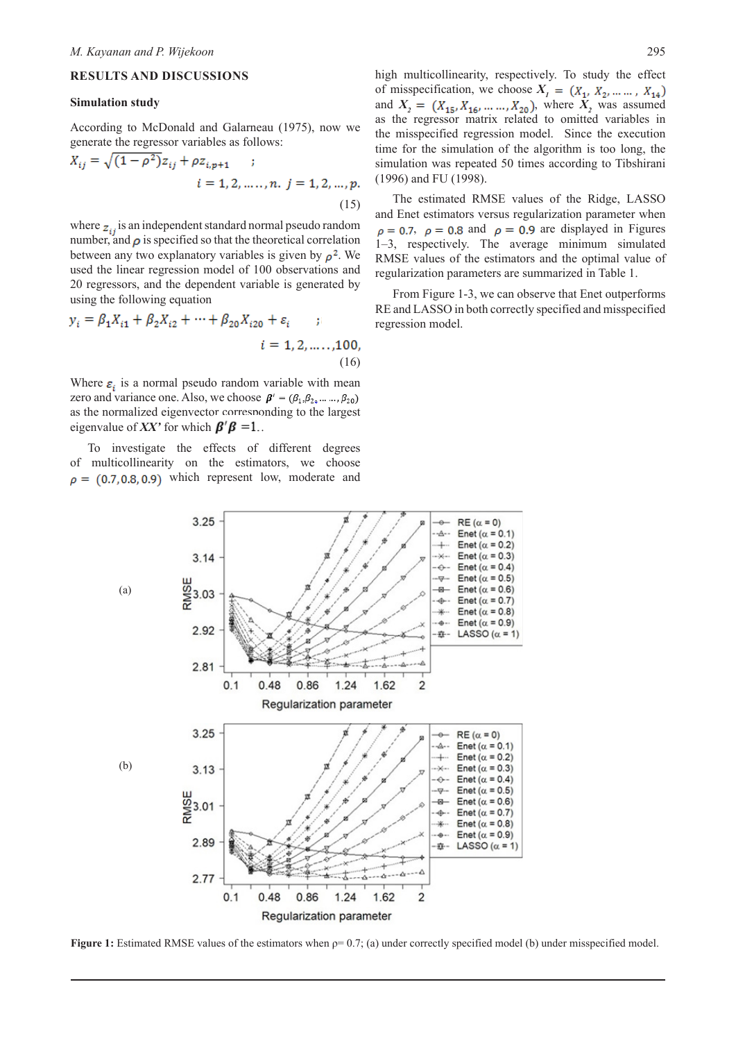## RESULTS AND DISCUSSIONS

### Simulation study

According to McDonald and Galarneau (1975), now we generate the regressor variables as follows:

$$X_{ij} = \sqrt{(1-\rho^2)}z_{ij} + \rho z_{i,p+1} \quad ; \quad i = 1,2,\ldots\ldots,n. \; j = 1,2,\ldots,p. \tag{15}$$

where $z_{ij}$ is an independent standard normal pseudo random number, and $\rho$ is specified so that the theoretical correlation between any two explanatory variables is given by $\rho^2$. We used the linear regression model of 100 observations and 20 regressors, and the dependent variable is generated by using the following equation

$$y_i = \beta_1 X_{i1} + \beta_2 X_{i2} + \cdots + \beta_{20} X_{i20} + \varepsilon_i \quad ; \quad i = 1,2,\ldots\ldots,100, \tag{16}$$

Where $\varepsilon_i$ is a normal pseudo random variable with mean zero and variance one. Also, we choose $\boldsymbol{\beta}' = (\beta_1, \beta_2, \ldots \ldots, \beta_{20})$ as the normalized eigenvector corresponding to the largest eigenvalue of $\boldsymbol{XX'}$ for which $\boldsymbol{\beta}'\boldsymbol{\beta} = 1$..

To investigate the effects of different degrees of multicollinearity on the estimators, we choose $\rho = (0.7, 0.8, 0.9)$ which represent low, moderate and high multicollinearity, respectively. To study the effect of misspecification, we choose $\boldsymbol{X}_1 = (X_1, X_2, \ldots\ldots, X_{14})$ and $\boldsymbol{X}_2 = (X_{15}, X_{16}, \ldots\ldots, X_{20})$, where $\boldsymbol{X}_2$ was assumed as the regressor matrix related to omitted variables in the misspecified regression model. Since the execution time for the simulation of the algorithm is too long, the simulation was repeated 50 times according to Tibshirani (1996) and FU (1998).

The estimated RMSE values of the Ridge, LASSO and Enet estimators versus regularization parameter when $\rho = 0.7$, $\rho = 0.8$ and $\rho = 0.9$ are displayed in Figures 1–3, respectively. The average minimum simulated RMSE values of the estimators and the optimal value of regularization parameters are summarized in Table 1.

From Figure 1-3, we can observe that Enet outperforms RE and LASSO in both correctly specified and misspecified regression model.

**Figure 1:** Estimated RMSE values of the estimators when ρ= 0.7; (a) under correctly specified model (b) under misspecified model.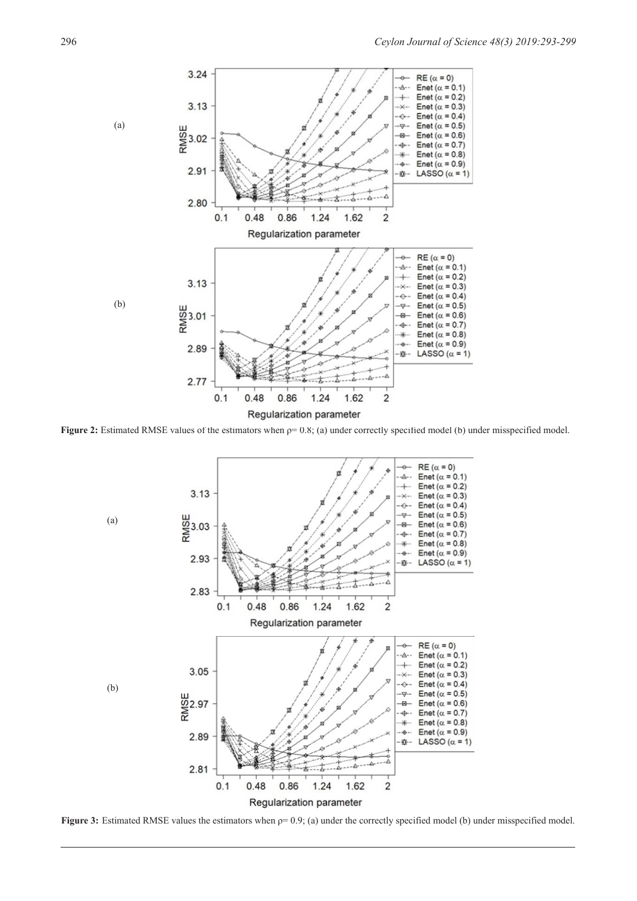**Figure 2:** Estimated RMSE values of the estimators when ρ= 0.8; (a) under correctly specified model (b) under misspecified model.

**Figure 3:** Estimated RMSE values the estimators when ρ= 0.9; (a) under the correctly specified model (b) under misspecified model.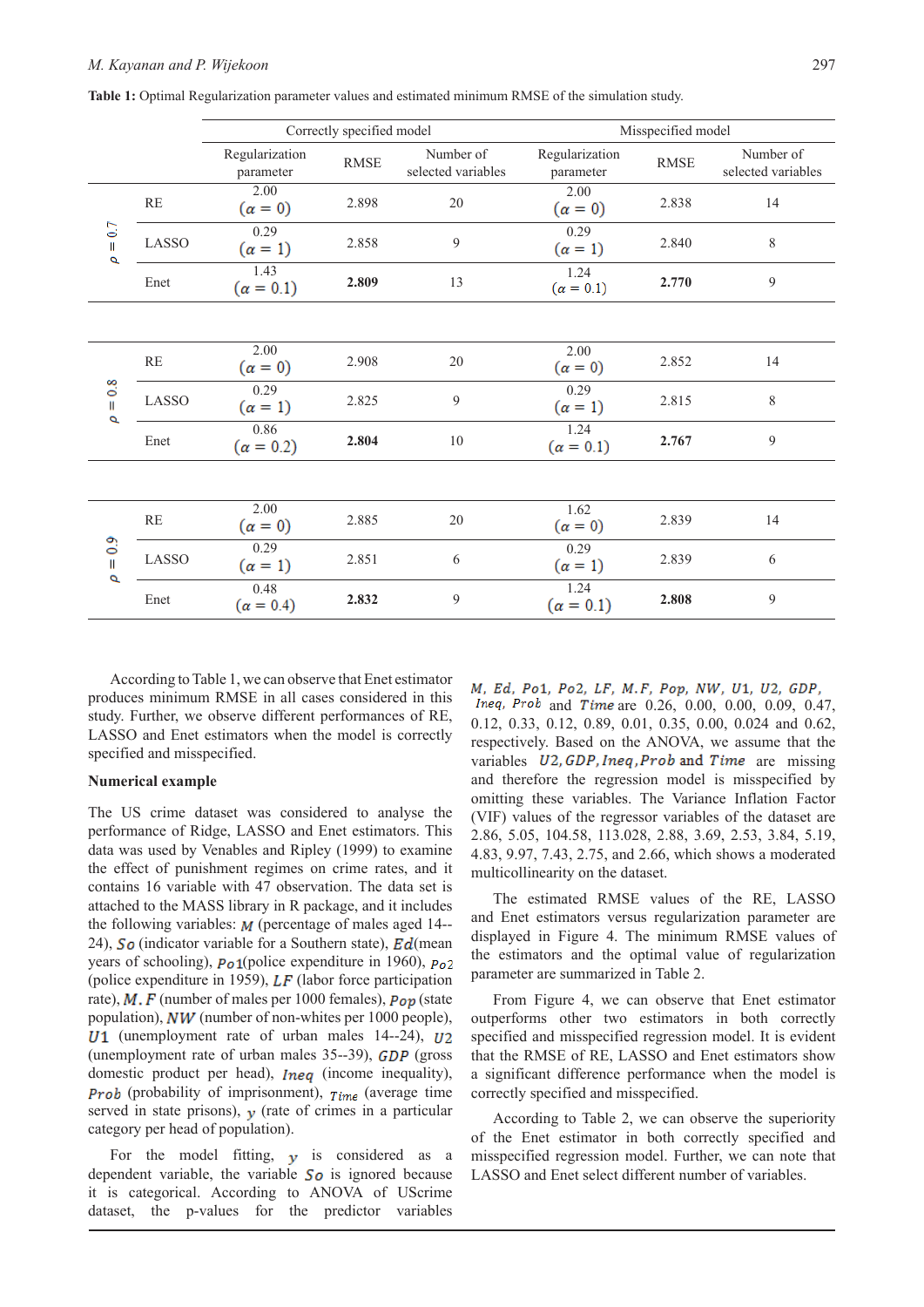**Table 1:** Optimal Regularization parameter values and estimated minimum RMSE of the simulation study.

| | | Correctly specified model | | | Misspecified model | | |
|---|---|---|---|---|---|---|---|
| | | Regularization parameter | RMSE | Number of selected variables | Regularization parameter | RMSE | Number of selected variables |
| $\rho = 0.7$ | RE | 2.00 ($\alpha = 0$) | 2.898 | 20 | 2.00 ($\alpha = 0$) | 2.838 | 14 |
| | LASSO | 0.29 ($\alpha = 1$) | 2.858 | 9 | 0.29 ($\alpha = 1$) | 2.840 | 8 |
| | Enet | 1.43 ($\alpha = 0.1$) | **2.809** | 13 | 1.24 ($\alpha = 0.1$) | **2.770** | 9 |
| $\rho = 0.8$ | RE | 2.00 ($\alpha = 0$) | 2.908 | 20 | 2.00 ($\alpha = 0$) | 2.852 | 14 |
| | LASSO | 0.29 ($\alpha = 1$) | 2.825 | 9 | 0.29 ($\alpha = 1$) | 2.815 | 8 |
| | Enet | 0.86 ($\alpha = 0.2$) | **2.804** | 10 | 1.24 ($\alpha = 0.1$) | **2.767** | 9 |
| $\rho = 0.9$ | RE | 2.00 ($\alpha = 0$) | 2.885 | 20 | 1.62 ($\alpha = 0$) | 2.839 | 14 |
| | LASSO | 0.29 ($\alpha = 1$) | 2.851 | 6 | 0.29 ($\alpha = 1$) | 2.839 | 6 |
| | Enet | 0.48 ($\alpha = 0.4$) | **2.832** | 9 | 1.24 ($\alpha = 0.1$) | **2.808** | 9 |

According to Table 1, we can observe that Enet estimator produces minimum RMSE in all cases considered in this study. Further, we observe different performances of RE, LASSO and Enet estimators when the model is correctly specified and misspecified.

**Numerical example**

The US crime dataset was considered to analyse the performance of Ridge, LASSO and Enet estimators. This data was used by Venables and Ripley (1999) to examine the effect of punishment regimes on crime rates, and it contains 16 variable with 47 observation. The data set is attached to the MASS library in R package, and it includes the following variables: $M$ (percentage of males aged 14--24), $So$ (indicator variable for a Southern state), $Ed$(mean years of schooling), $Po1$(police expenditure in 1960), $Po2$ (police expenditure in 1959), $LF$ (labor force participation rate), $M.F$ (number of males per 1000 females), $Pop$ (state population), $NW$ (number of non-whites per 1000 people), $U1$ (unemployment rate of urban males 14--24), $U2$ (unemployment rate of urban males 35--39), $GDP$ (gross domestic product per head), $Ineq$ (income inequality), $Prob$ (probability of imprisonment), $Time$ (average time served in state prisons), $y$ (rate of crimes in a particular category per head of population).

For the model fitting, $y$ is considered as a dependent variable, the variable $So$ is ignored because it is categorical. According to ANOVA of UScrime dataset, the p-values for the predictor variables $M$, $Ed$, $Po1$, $Po2$, $LF$, $M.F$, $Pop$, $NW$, $U1$, $U2$, $GDP$, $Ineq$, $Prob$ and $Time$ are 0.26, 0.00, 0.00, 0.09, 0.47, 0.12, 0.33, 0.12, 0.89, 0.01, 0.35, 0.00, 0.024 and 0.62, respectively. Based on the ANOVA, we assume that the variables $U2, GDP, Ineq, Prob$ and $Time$ are missing and therefore the regression model is misspecified by omitting these variables. The Variance Inflation Factor (VIF) values of the regressor variables of the dataset are 2.86, 5.05, 104.58, 113.028, 2.88, 3.69, 2.53, 3.84, 5.19, 4.83, 9.97, 7.43, 2.75, and 2.66, which shows a moderated multicollinearity on the dataset.

The estimated RMSE values of the RE, LASSO and Enet estimators versus regularization parameter are displayed in Figure 4. The minimum RMSE values of the estimators and the optimal value of regularization parameter are summarized in Table 2.

From Figure 4, we can observe that Enet estimator outperforms other two estimators in both correctly specified and misspecified regression model. It is evident that the RMSE of RE, LASSO and Enet estimators show a significant difference performance when the model is correctly specified and misspecified.

According to Table 2, we can observe the superiority of the Enet estimator in both correctly specified and misspecified regression model. Further, we can note that LASSO and Enet select different number of variables.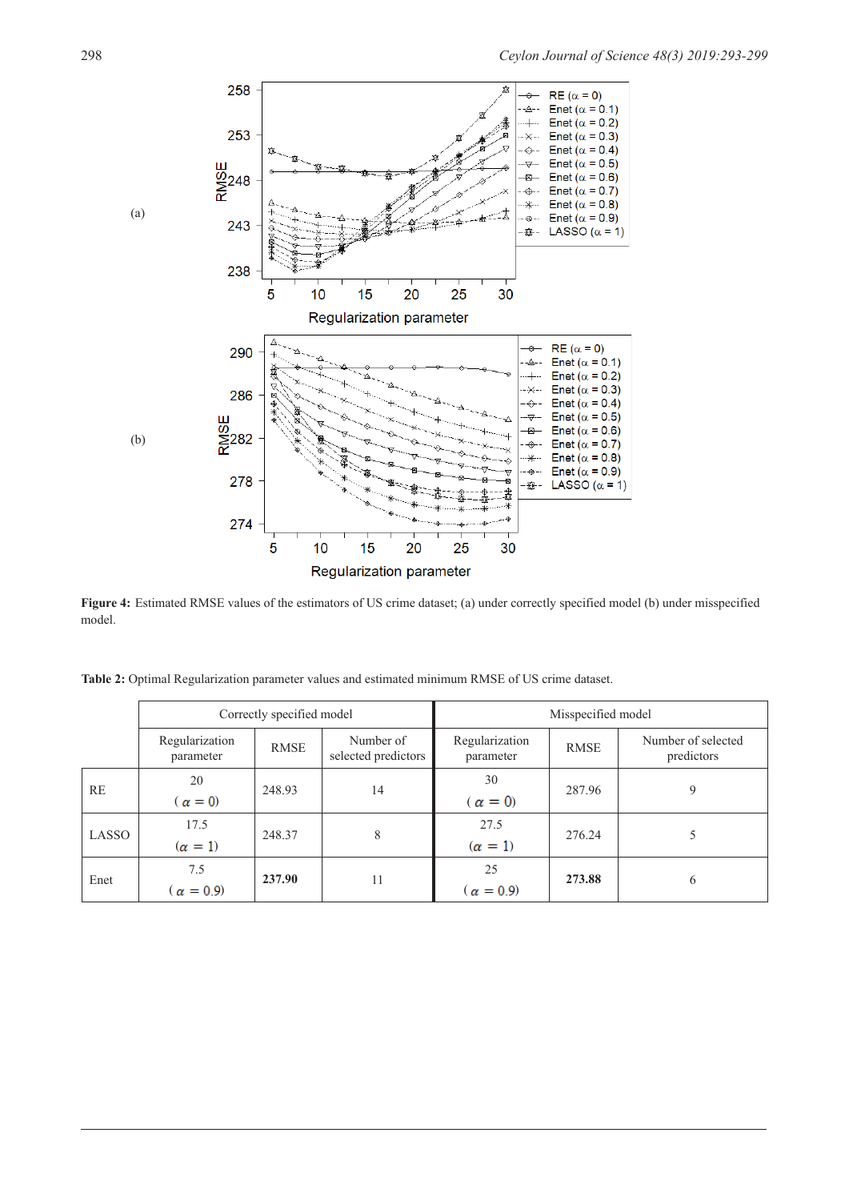**Figure 4:** Estimated RMSE values of the estimators of US crime dataset; (a) under correctly specified model (b) under misspecified model.

**Table 2:** Optimal Regularization parameter values and estimated minimum RMSE of US crime dataset.

| | Correctly specified model | | | Misspecified model | | |
|---|---|---|---|---|---|---|
| | Regularization parameter | RMSE | Number of selected predictors | Regularization parameter | RMSE | Number of selected predictors |
| RE | 20 ($\alpha = 0$) | 248.93 | 14 | 30 ($\alpha = 0$) | 287.96 | 9 |
| LASSO | 17.5 ($\alpha = 1$) | 248.37 | 8 | 27.5 ($\alpha = 1$) | 276.24 | 5 |
| Enet | 7.5 ($\alpha = 0.9$) | **237.90** | 11 | 25 ($\alpha = 0.9$) | **273.88** | 6 |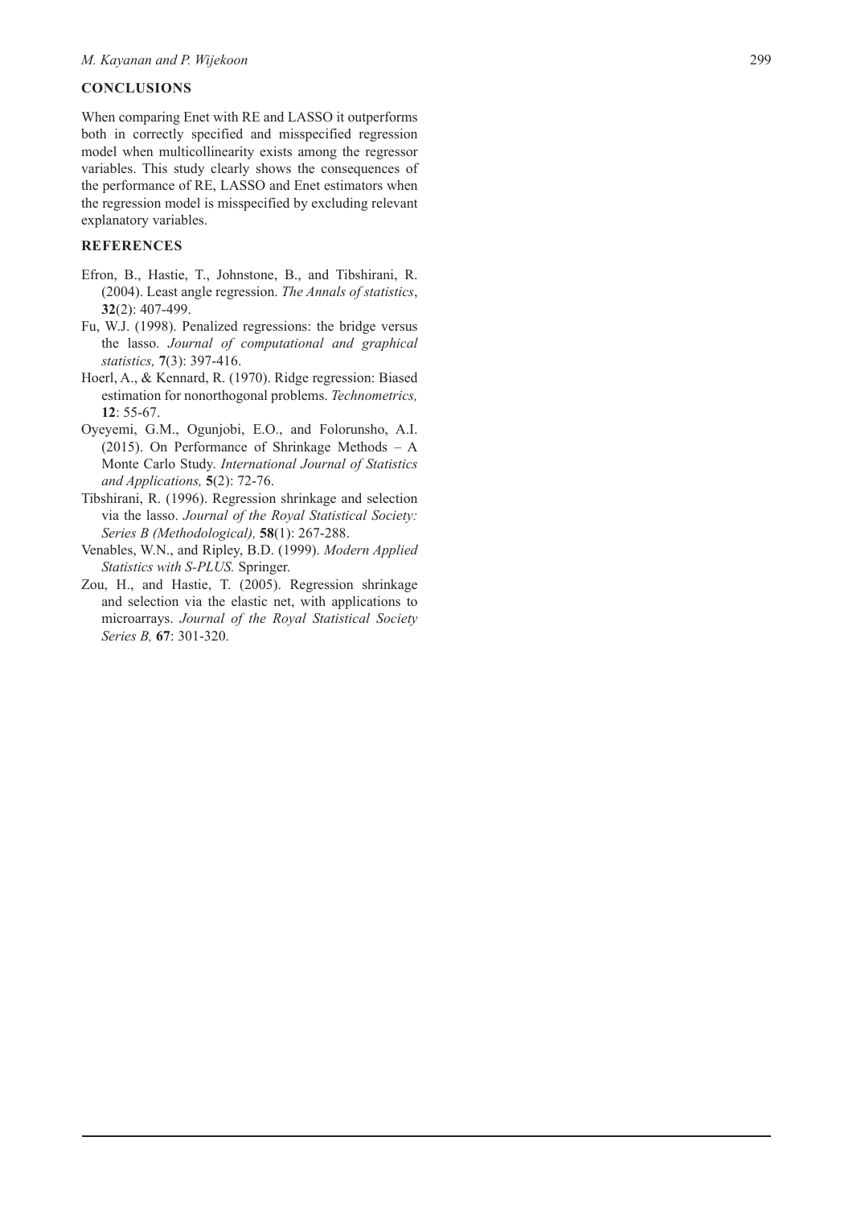## CONCLUSIONS

When comparing Enet with RE and LASSO it outperforms both in correctly specified and misspecified regression model when multicollinearity exists among the regressor variables. This study clearly shows the consequences of the performance of RE, LASSO and Enet estimators when the regression model is misspecified by excluding relevant explanatory variables.

## REFERENCES

Efron, B., Hastie, T., Johnstone, B., and Tibshirani, R. (2004). Least angle regression. *The Annals of statistics*, **32**(2): 407-499.

Fu, W.J. (1998). Penalized regressions: the bridge versus the lasso. *Journal of computational and graphical statistics,* **7**(3): 397-416.

Hoerl, A., & Kennard, R. (1970). Ridge regression: Biased estimation for nonorthogonal problems. *Technometrics,* **12**: 55-67.

Oyeyemi, G.M., Ogunjobi, E.O., and Folorunsho, A.I. (2015). On Performance of Shrinkage Methods – A Monte Carlo Study. *International Journal of Statistics and Applications,* **5**(2): 72-76.

Tibshirani, R. (1996). Regression shrinkage and selection via the lasso. *Journal of the Royal Statistical Society: Series B (Methodological),* **58**(1): 267-288.

Venables, W.N., and Ripley, B.D. (1999). *Modern Applied Statistics with S-PLUS.* Springer.

Zou, H., and Hastie, T. (2005). Regression shrinkage and selection via the elastic net, with applications to microarrays. *Journal of the Royal Statistical Society Series B,* **67**: 301-320.